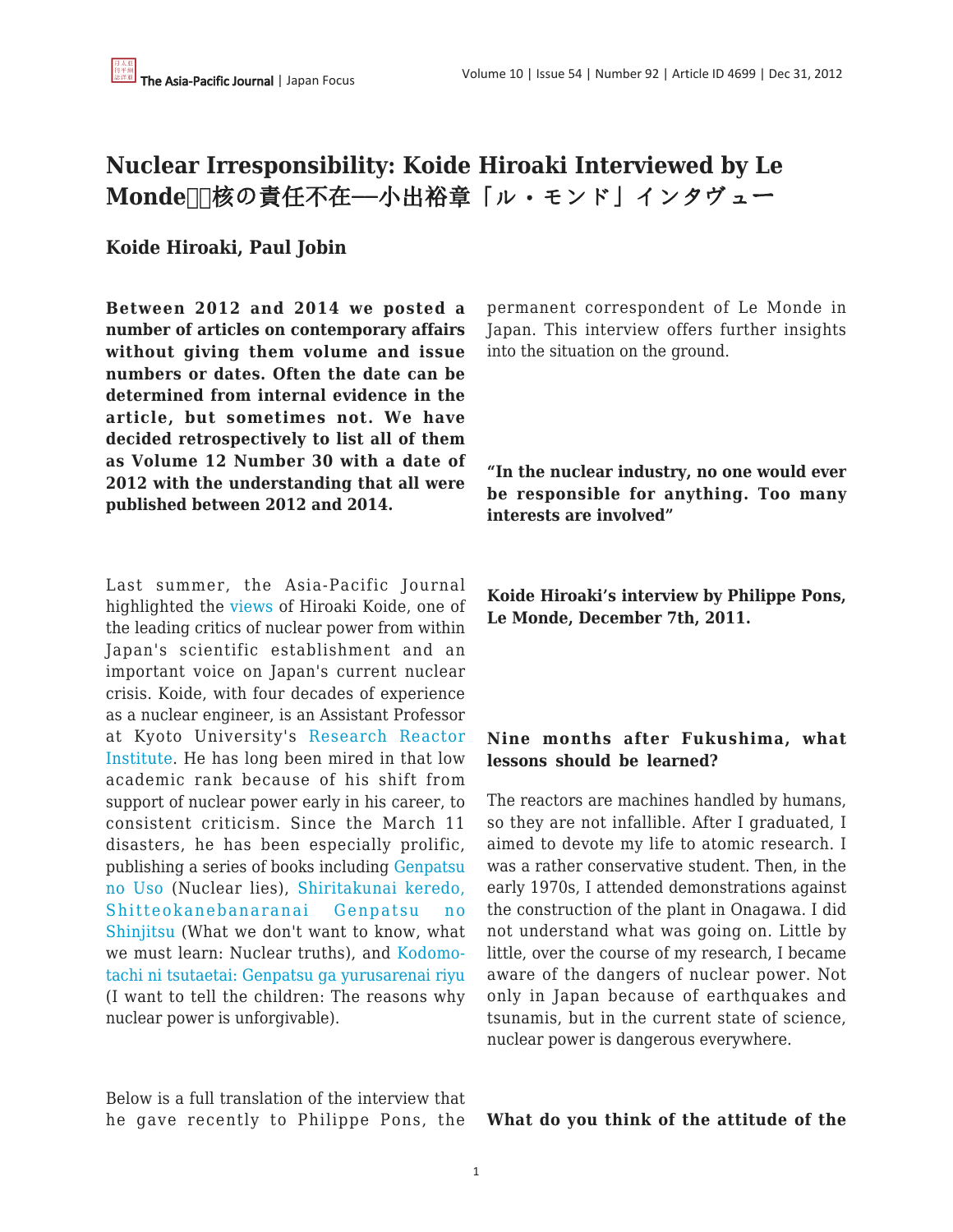# Nuclear Irresponsibility: Koide Hiroaki Interviewed by Le Monde　核の責任不在—小出裕章「ル・モンド」インタヴュー

## Koide Hiroaki, Paul Jobin

**Between 2012 and 2014 we posted a number of articles on contemporary affairs without giving them volume and issue numbers or dates. Often the date can be determined from internal evidence in the article, but sometimes not. We have decided retrospectively to list all of them as Volume 12 Number 30 with a date of 2012 with the understanding that all were published between 2012 and 2014.**

Last summer, the Asia-Pacific Journal highlighted the views of Hiroaki Koide, one of the leading critics of nuclear power from within Japan's scientific establishment and an important voice on Japan's current nuclear crisis. Koide, with four decades of experience as a nuclear engineer, is an Assistant Professor at Kyoto University's Research Reactor Institute. He has long been mired in that low academic rank because of his shift from support of nuclear power early in his career, to consistent criticism. Since the March 11 disasters, he has been especially prolific, publishing a series of books including Genpatsu no Uso (Nuclear lies), Shiritakunai keredo, Shitteokanebanaranai Genpatsu no Shinjitsu (What we don't want to know, what we must learn: Nuclear truths), and Kodomo-tachi ni tsutaetai: Genpatsu ga yurusarenai riyu (I want to tell the children: The reasons why nuclear power is unforgivable).

Below is a full translation of the interview that he gave recently to Philippe Pons, the permanent correspondent of Le Monde in Japan. This interview offers further insights into the situation on the ground.

**"In the nuclear industry, no one would ever be responsible for anything. Too many interests are involved"**

**Koide Hiroaki's interview by Philippe Pons, Le Monde, December 7th, 2011.**

**Nine months after Fukushima, what lessons should be learned?**

The reactors are machines handled by humans, so they are not infallible. After I graduated, I aimed to devote my life to atomic research. I was a rather conservative student. Then, in the early 1970s, I attended demonstrations against the construction of the plant in Onagawa. I did not understand what was going on. Little by little, over the course of my research, I became aware of the dangers of nuclear power. Not only in Japan because of earthquakes and tsunamis, but in the current state of science, nuclear power is dangerous everywhere.

**What do you think of the attitude of the**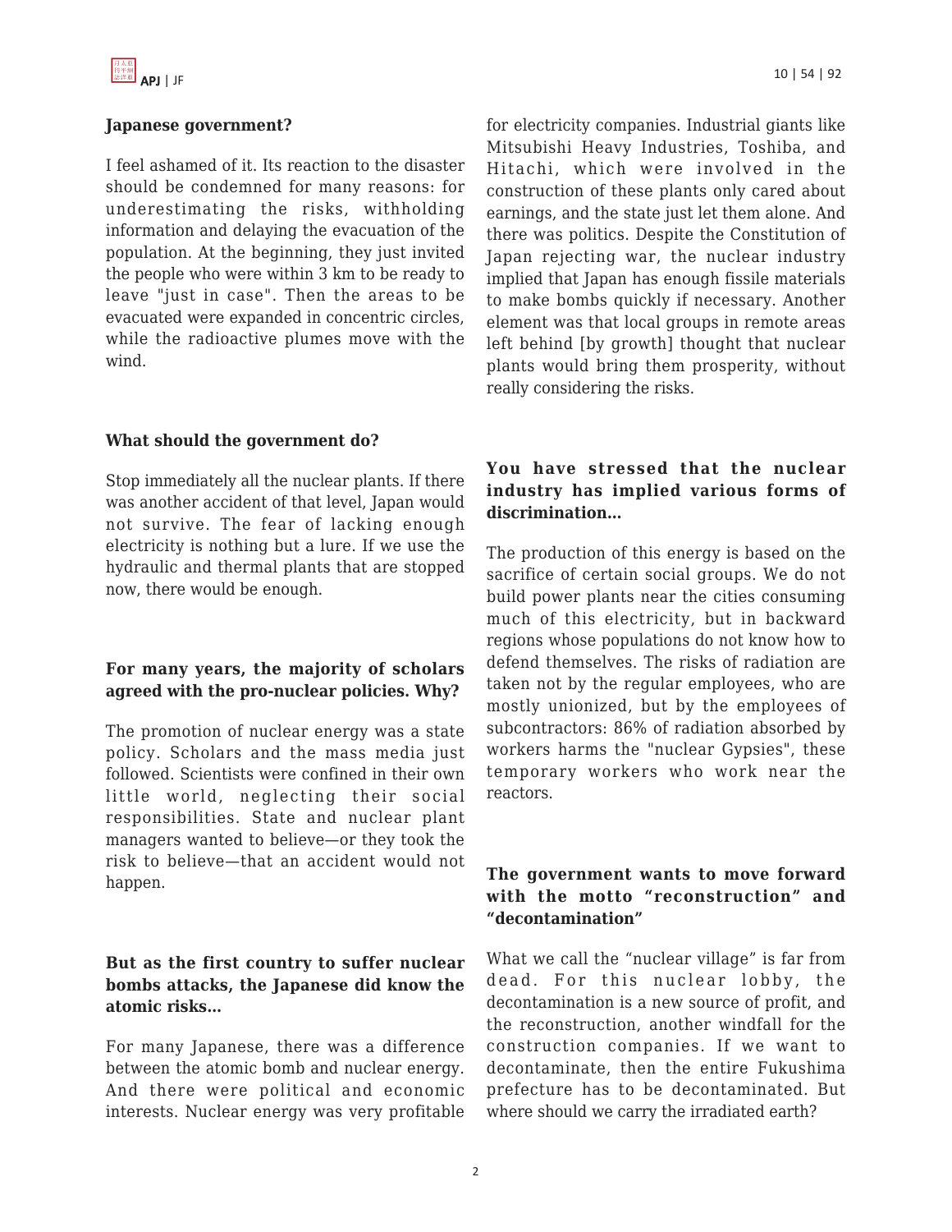**Japanese government?**

I feel ashamed of it. Its reaction to the disaster should be condemned for many reasons: for underestimating the risks, withholding information and delaying the evacuation of the population. At the beginning, they just invited the people who were within 3 km to be ready to leave "just in case". Then the areas to be evacuated were expanded in concentric circles, while the radioactive plumes move with the wind.

**What should the government do?**

Stop immediately all the nuclear plants. If there was another accident of that level, Japan would not survive. The fear of lacking enough electricity is nothing but a lure. If we use the hydraulic and thermal plants that are stopped now, there would be enough.

**For many years, the majority of scholars agreed with the pro-nuclear policies. Why?**

The promotion of nuclear energy was a state policy. Scholars and the mass media just followed. Scientists were confined in their own little world, neglecting their social responsibilities. State and nuclear plant managers wanted to believe—or they took the risk to believe—that an accident would not happen.

**But as the first country to suffer nuclear bombs attacks, the Japanese did know the atomic risks…**

For many Japanese, there was a difference between the atomic bomb and nuclear energy. And there were political and economic interests. Nuclear energy was very profitable for electricity companies. Industrial giants like Mitsubishi Heavy Industries, Toshiba, and Hitachi, which were involved in the construction of these plants only cared about earnings, and the state just let them alone. And there was politics. Despite the Constitution of Japan rejecting war, the nuclear industry implied that Japan has enough fissile materials to make bombs quickly if necessary. Another element was that local groups in remote areas left behind [by growth] thought that nuclear plants would bring them prosperity, without really considering the risks.

**You have stressed that the nuclear industry has implied various forms of discrimination…**

The production of this energy is based on the sacrifice of certain social groups. We do not build power plants near the cities consuming much of this electricity, but in backward regions whose populations do not know how to defend themselves. The risks of radiation are taken not by the regular employees, who are mostly unionized, but by the employees of subcontractors: 86% of radiation absorbed by workers harms the "nuclear Gypsies", these temporary workers who work near the reactors.

**The government wants to move forward with the motto "reconstruction" and "decontamination"**

What we call the "nuclear village" is far from dead. For this nuclear lobby, the decontamination is a new source of profit, and the reconstruction, another windfall for the construction companies. If we want to decontaminate, then the entire Fukushima prefecture has to be decontaminated. But where should we carry the irradiated earth?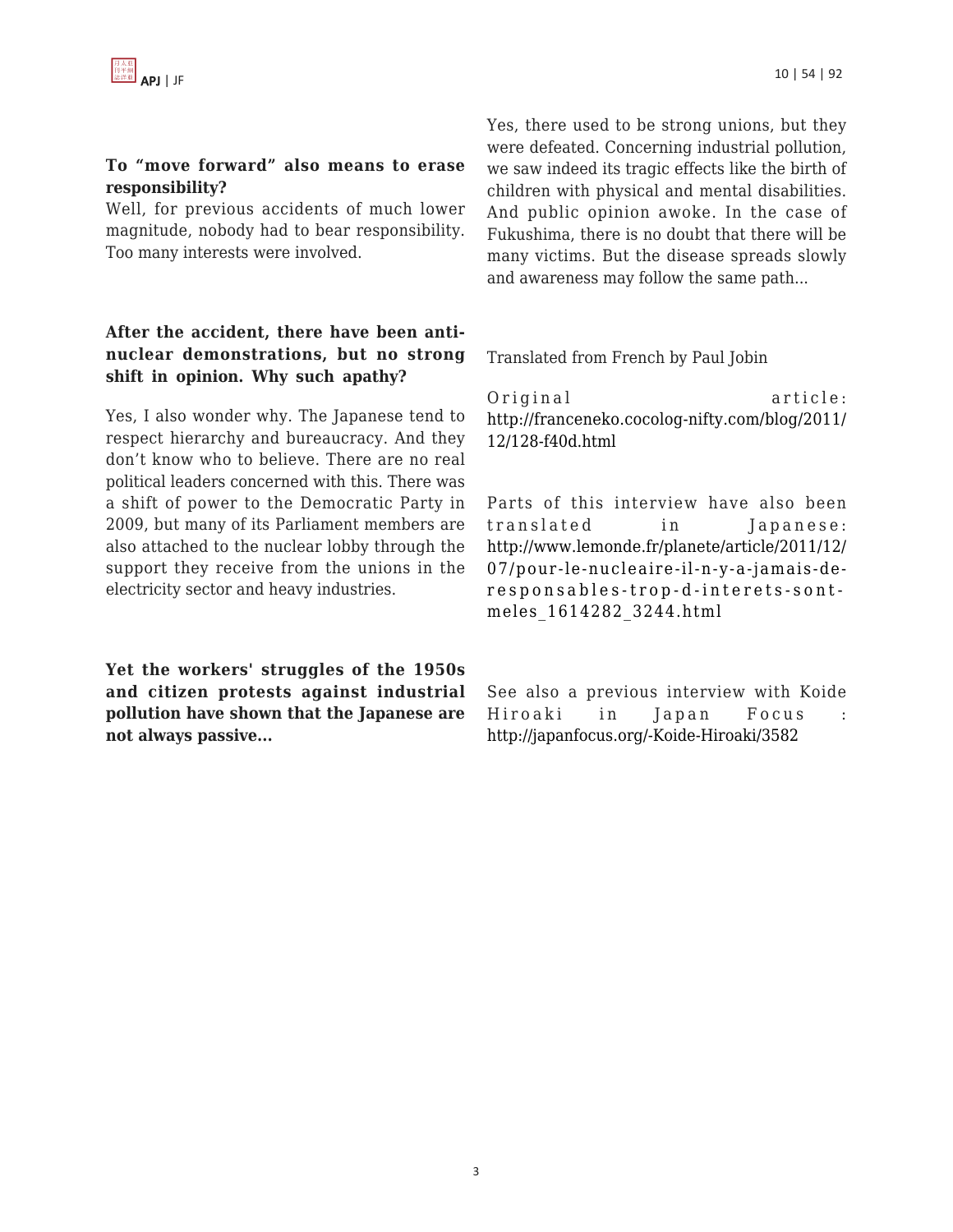**To "move forward" also means to erase responsibility?**

Well, for previous accidents of much lower magnitude, nobody had to bear responsibility. Too many interests were involved.

**After the accident, there have been anti-nuclear demonstrations, but no strong shift in opinion. Why such apathy?**

Yes, I also wonder why. The Japanese tend to respect hierarchy and bureaucracy. And they don't know who to believe. There are no real political leaders concerned with this. There was a shift of power to the Democratic Party in 2009, but many of its Parliament members are also attached to the nuclear lobby through the support they receive from the unions in the electricity sector and heavy industries.

**Yet the workers' struggles of the 1950s and citizen protests against industrial pollution have shown that the Japanese are not always passive...**

Yes, there used to be strong unions, but they were defeated. Concerning industrial pollution, we saw indeed its tragic effects like the birth of children with physical and mental disabilities. And public opinion awoke. In the case of Fukushima, there is no doubt that there will be many victims. But the disease spreads slowly and awareness may follow the same path...

Translated from French by Paul Jobin

Original article: http://franceneko.cocolog-nifty.com/blog/2011/12/128-f40d.html

Parts of this interview have also been translated in Japanese: http://www.lemonde.fr/planete/article/2011/12/07/pour-le-nucleaire-il-n-y-a-jamais-de-responsables-trop-d-interets-sont-meles_1614282_3244.html

See also a previous interview with Koide Hiroaki in Japan Focus : http://japanfocus.org/-Koide-Hiroaki/3582